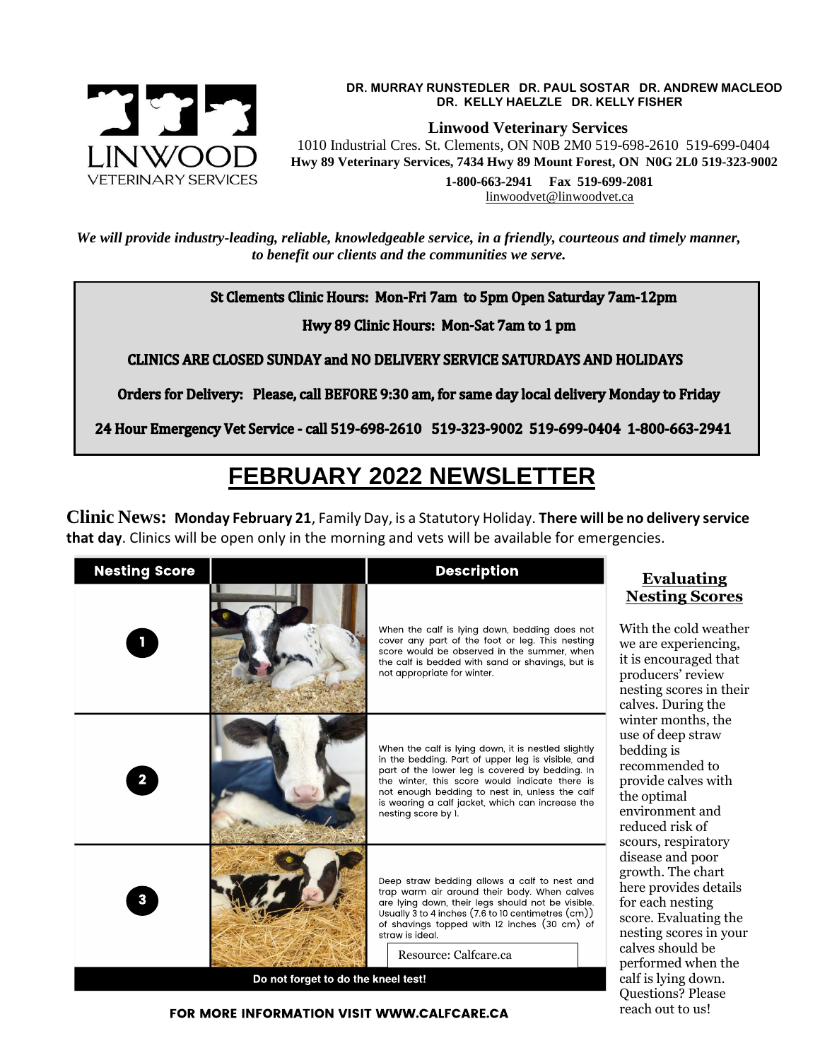**DR. MURRAY RUNSTEDLER DR. PAUL SOSTAR DR. ANDREW MACLEOD**
**DR. KELLY HAELZLE DR. KELLY FISHER**

LINWOOD VETERINARY SERVICES

**Linwood Veterinary Services**

1010 Industrial Cres. St. Clements, ON N0B 2M0 519-698-2610 519-699-0404

**Hwy 89 Veterinary Services, 7434 Hwy 89 Mount Forest, ON N0G 2L0 519-323-9002**

**1-800-663-2941 Fax 519-699-2081**

linwoodvet@linwoodvet.ca

***We will provide industry-leading, reliable, knowledgeable service, in a friendly, courteous and timely manner, to benefit our clients and the communities we serve.***

**St Clements Clinic Hours: Mon-Fri 7am to 5pm Open Saturday 7am-12pm**

**Hwy 89 Clinic Hours: Mon-Sat 7am to 1 pm**

**CLINICS ARE CLOSED SUNDAY and NO DELIVERY SERVICE SATURDAYS AND HOLIDAYS**

**Orders for Delivery: Please, call BEFORE 9:30 am, for same day local delivery Monday to Friday**

**24 Hour Emergency Vet Service - call 519-698-2610 519-323-9002 519-699-0404 1-800-663-2941**

# FEBRUARY 2022 NEWSLETTER

**Clinic News: Monday February 21**, Family Day, is a Statutory Holiday. **There will be no delivery service that day**. Clinics will be open only in the morning and vets will be available for emergencies.

## Evaluating Nesting Scores

With the cold weather we are experiencing, it is encouraged that producers' review nesting scores in their calves. During the winter months, the use of deep straw bedding is recommended to provide calves with the optimal environment and reduced risk of scours, respiratory disease and poor growth. The chart here provides details for each nesting score. Evaluating the nesting scores in your calves should be performed when the calf is lying down. Questions? Please reach out to us!

| Nesting Score | | Description |
|---|---|---|
| 1 | | When the calf is lying down, bedding does not cover any part of the foot or leg. This nesting score would be observed in the summer, when the calf is bedded with sand or shavings, but is not appropriate for winter. |
| 2 | | When the calf is lying down, it is nestled slightly in the bedding. Part of upper leg is visible, and part of the lower leg is covered by bedding. In the winter, this score would indicate there is not enough bedding to nest in, unless the calf is wearing a calf jacket, which can increase the nesting score by 1. |
| 3 | | Deep straw bedding allows a calf to nest and trap warm air around their body. When calves are lying down, their legs should not be visible. Usually 3 to 4 inches (7.6 to 10 centimetres (cm)) of shavings topped with 12 inches (30 cm) of straw is ideal. |

Resource: Calfcare.ca

**Do not forget to do the kneel test!**

**FOR MORE INFORMATION VISIT WWW.CALFCARE.CA**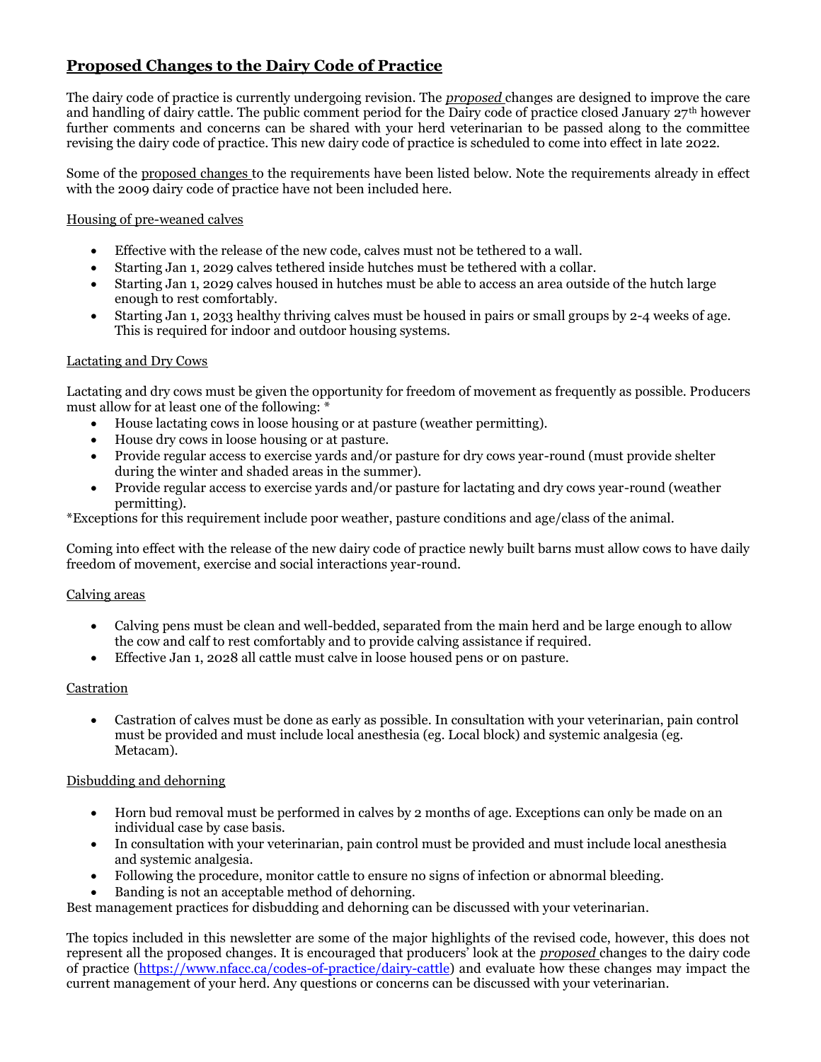# **Proposed Changes to the Dairy Code of Practice**

The dairy code of practice is currently undergoing revision. The ***proposed*** changes are designed to improve the care and handling of dairy cattle. The public comment period for the Dairy code of practice closed January 27th however further comments and concerns can be shared with your herd veterinarian to be passed along to the committee revising the dairy code of practice. This new dairy code of practice is scheduled to come into effect in late 2022.

Some of the proposed changes to the requirements have been listed below. Note the requirements already in effect with the 2009 dairy code of practice have not been included here.

Housing of pre-weaned calves

- Effective with the release of the new code, calves must not be tethered to a wall.
- Starting Jan 1, 2029 calves tethered inside hutches must be tethered with a collar.
- Starting Jan 1, 2029 calves housed in hutches must be able to access an area outside of the hutch large enough to rest comfortably.
- Starting Jan 1, 2033 healthy thriving calves must be housed in pairs or small groups by 2-4 weeks of age. This is required for indoor and outdoor housing systems.

Lactating and Dry Cows

Lactating and dry cows must be given the opportunity for freedom of movement as frequently as possible. Producers must allow for at least one of the following: *

- House lactating cows in loose housing or at pasture (weather permitting).
- House dry cows in loose housing or at pasture.
- Provide regular access to exercise yards and/or pasture for dry cows year-round (must provide shelter during the winter and shaded areas in the summer).
- Provide regular access to exercise yards and/or pasture for lactating and dry cows year-round (weather permitting).

*Exceptions for this requirement include poor weather, pasture conditions and age/class of the animal.

Coming into effect with the release of the new dairy code of practice newly built barns must allow cows to have daily freedom of movement, exercise and social interactions year-round.

Calving areas

- Calving pens must be clean and well-bedded, separated from the main herd and be large enough to allow the cow and calf to rest comfortably and to provide calving assistance if required.
- Effective Jan 1, 2028 all cattle must calve in loose housed pens or on pasture.

Castration

- Castration of calves must be done as early as possible. In consultation with your veterinarian, pain control must be provided and must include local anesthesia (eg. Local block) and systemic analgesia (eg. Metacam).

Disbudding and dehorning

- Horn bud removal must be performed in calves by 2 months of age. Exceptions can only be made on an individual case by case basis.
- In consultation with your veterinarian, pain control must be provided and must include local anesthesia and systemic analgesia.
- Following the procedure, monitor cattle to ensure no signs of infection or abnormal bleeding.
- Banding is not an acceptable method of dehorning.

Best management practices for disbudding and dehorning can be discussed with your veterinarian.

The topics included in this newsletter are some of the major highlights of the revised code, however, this does not represent all the proposed changes. It is encouraged that producers' look at the *proposed* changes to the dairy code of practice (https://www.nfacc.ca/codes-of-practice/dairy-cattle) and evaluate how these changes may impact the current management of your herd. Any questions or concerns can be discussed with your veterinarian.